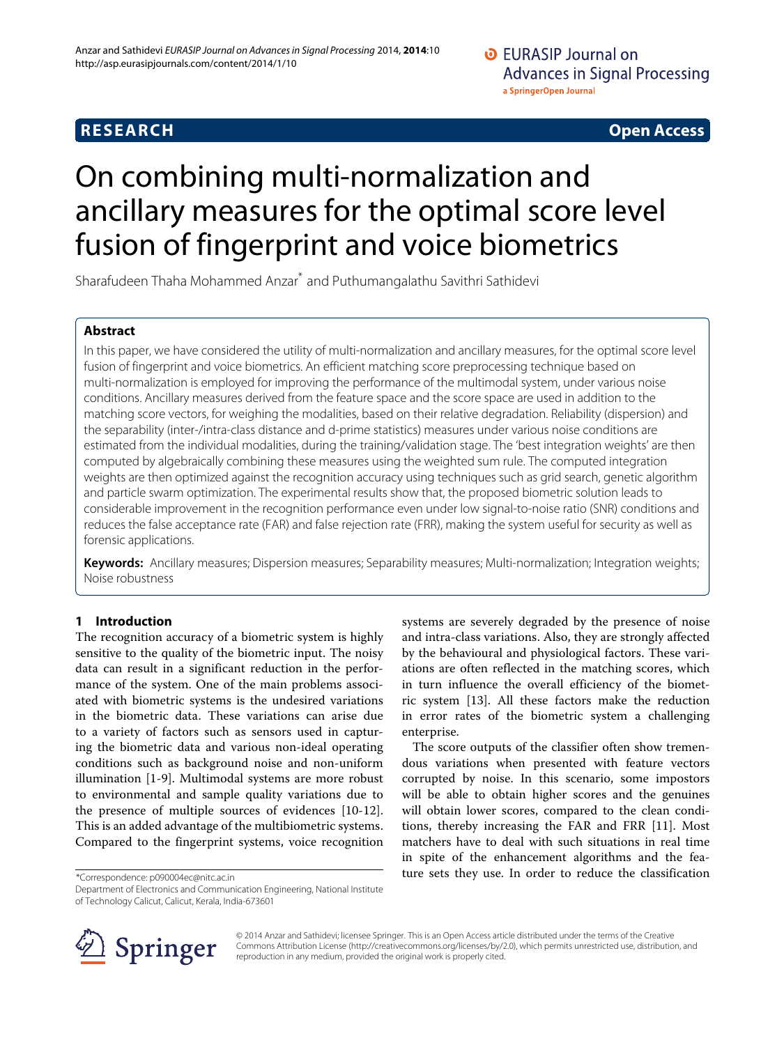**RESEARCH** **Open Access**

# On combining multi-normalization and ancillary measures for the optimal score level fusion of fingerprint and voice biometrics

Sharafudeen Thaha Mohammed Anzar* and Puthumangalathu Savithri Sathidevi

## Abstract

In this paper, we have considered the utility of multi-normalization and ancillary measures, for the optimal score level fusion of fingerprint and voice biometrics. An efficient matching score preprocessing technique based on multi-normalization is employed for improving the performance of the multimodal system, under various noise conditions. Ancillary measures derived from the feature space and the score space are used in addition to the matching score vectors, for weighing the modalities, based on their relative degradation. Reliability (dispersion) and the separability (inter-/intra-class distance and d-prime statistics) measures under various noise conditions are estimated from the individual modalities, during the training/validation stage. The 'best integration weights' are then computed by algebraically combining these measures using the weighted sum rule. The computed integration weights are then optimized against the recognition accuracy using techniques such as grid search, genetic algorithm and particle swarm optimization. The experimental results show that, the proposed biometric solution leads to considerable improvement in the recognition performance even under low signal-to-noise ratio (SNR) conditions and reduces the false acceptance rate (FAR) and false rejection rate (FRR), making the system useful for security as well as forensic applications.

**Keywords:** Ancillary measures; Dispersion measures; Separability measures; Multi-normalization; Integration weights; Noise robustness

## 1 Introduction

The recognition accuracy of a biometric system is highly sensitive to the quality of the biometric input. The noisy data can result in a significant reduction in the performance of the system. One of the main problems associated with biometric systems is the undesired variations in the biometric data. These variations can arise due to a variety of factors such as sensors used in capturing the biometric data and various non-ideal operating conditions such as background noise and non-uniform illumination [1-9]. Multimodal systems are more robust to environmental and sample quality variations due to the presence of multiple sources of evidences [10-12]. This is an added advantage of the multibiometric systems. Compared to the fingerprint systems, voice recognition systems are severely degraded by the presence of noise and intra-class variations. Also, they are strongly affected by the behavioural and physiological factors. These variations are often reflected in the matching scores, which in turn influence the overall efficiency of the biometric system [13]. All these factors make the reduction in error rates of the biometric system a challenging enterprise.

The score outputs of the classifier often show tremendous variations when presented with feature vectors corrupted by noise. In this scenario, some impostors will be able to obtain higher scores and the genuines will obtain lower scores, compared to the clean conditions, thereby increasing the FAR and FRR [11]. Most matchers have to deal with such situations in real time in spite of the enhancement algorithms and the feature sets they use. In order to reduce the classification

*Correspondence: p090004ec@nitc.ac.in
Department of Electronics and Communication Engineering, National Institute of Technology Calicut, Calicut, Kerala, India-673601

© 2014 Anzar and Sathidevi; licensee Springer. This is an Open Access article distributed under the terms of the Creative Commons Attribution License (http://creativecommons.org/licenses/by/2.0), which permits unrestricted use, distribution, and reproduction in any medium, provided the original work is properly cited.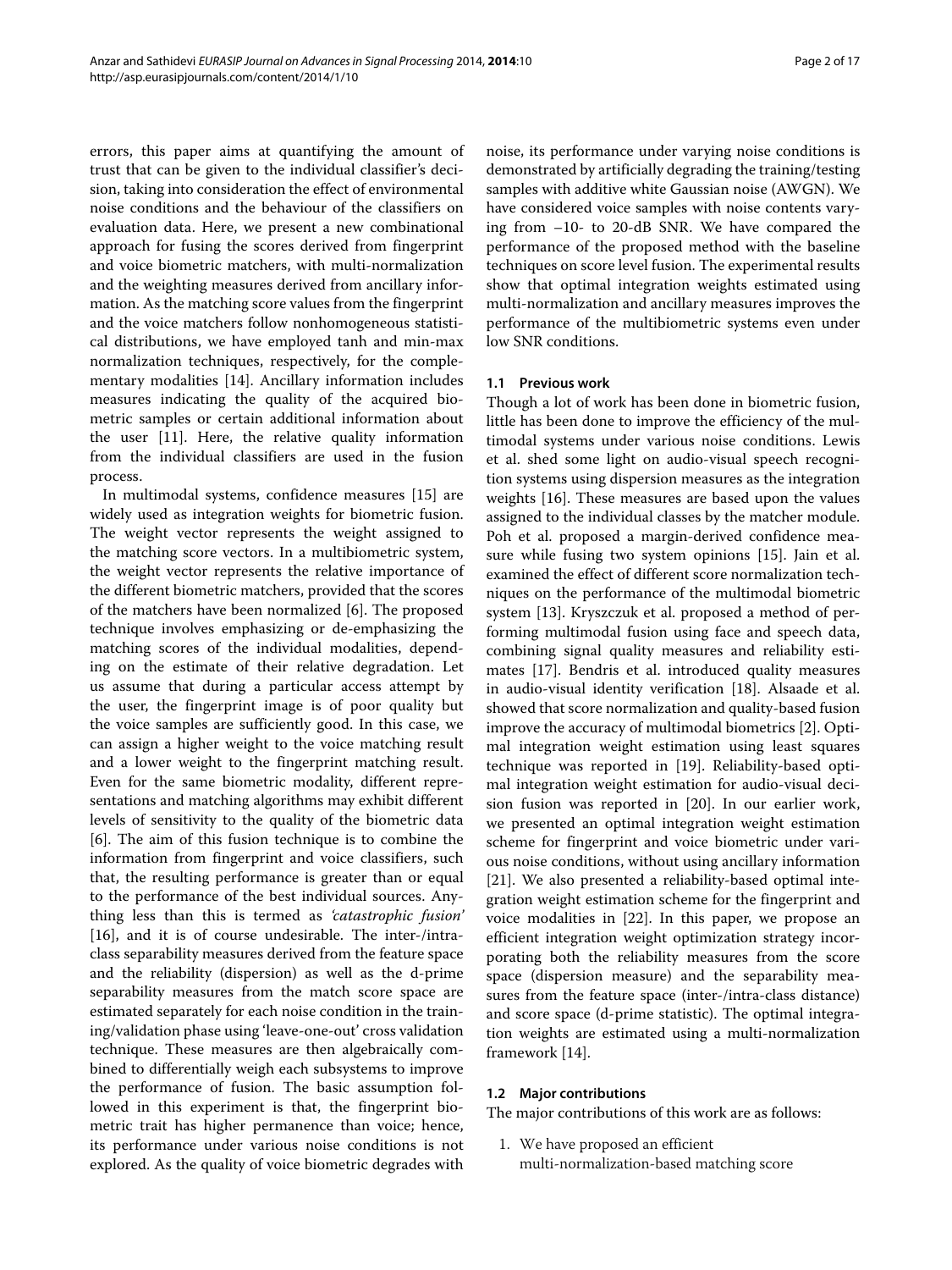errors, this paper aims at quantifying the amount of trust that can be given to the individual classifier's decision, taking into consideration the effect of environmental noise conditions and the behaviour of the classifiers on evaluation data. Here, we present a new combinational approach for fusing the scores derived from fingerprint and voice biometric matchers, with multi-normalization and the weighting measures derived from ancillary information. As the matching score values from the fingerprint and the voice matchers follow nonhomogeneous statistical distributions, we have employed tanh and min-max normalization techniques, respectively, for the complementary modalities [14]. Ancillary information includes measures indicating the quality of the acquired biometric samples or certain additional information about the user [11]. Here, the relative quality information from the individual classifiers are used in the fusion process.

In multimodal systems, confidence measures [15] are widely used as integration weights for biometric fusion. The weight vector represents the weight assigned to the matching score vectors. In a multibiometric system, the weight vector represents the relative importance of the different biometric matchers, provided that the scores of the matchers have been normalized [6]. The proposed technique involves emphasizing or de-emphasizing the matching scores of the individual modalities, depending on the estimate of their relative degradation. Let us assume that during a particular access attempt by the user, the fingerprint image is of poor quality but the voice samples are sufficiently good. In this case, we can assign a higher weight to the voice matching result and a lower weight to the fingerprint matching result. Even for the same biometric modality, different representations and matching algorithms may exhibit different levels of sensitivity to the quality of the biometric data [6]. The aim of this fusion technique is to combine the information from fingerprint and voice classifiers, such that, the resulting performance is greater than or equal to the performance of the best individual sources. Anything less than this is termed as *'catastrophic fusion'* [16], and it is of course undesirable. The inter-/intra-class separability measures derived from the feature space and the reliability (dispersion) as well as the d-prime separability measures from the match score space are estimated separately for each noise condition in the training/validation phase using 'leave-one-out' cross validation technique. These measures are then algebraically combined to differentially weigh each subsystems to improve the performance of fusion. The basic assumption followed in this experiment is that, the fingerprint biometric trait has higher permanence than voice; hence, its performance under various noise conditions is not explored. As the quality of voice biometric degrades with noise, its performance under varying noise conditions is demonstrated by artificially degrading the training/testing samples with additive white Gaussian noise (AWGN). We have considered voice samples with noise contents varying from −10- to 20-dB SNR. We have compared the performance of the proposed method with the baseline techniques on score level fusion. The experimental results show that optimal integration weights estimated using multi-normalization and ancillary measures improves the performance of the multibiometric systems even under low SNR conditions.

### 1.1 Previous work

Though a lot of work has been done in biometric fusion, little has been done to improve the efficiency of the multimodal systems under various noise conditions. Lewis et al. shed some light on audio-visual speech recognition systems using dispersion measures as the integration weights [16]. These measures are based upon the values assigned to the individual classes by the matcher module. Poh et al. proposed a margin-derived confidence measure while fusing two system opinions [15]. Jain et al. examined the effect of different score normalization techniques on the performance of the multimodal biometric system [13]. Kryszczuk et al. proposed a method of performing multimodal fusion using face and speech data, combining signal quality measures and reliability estimates [17]. Bendris et al. introduced quality measures in audio-visual identity verification [18]. Alsaade et al. showed that score normalization and quality-based fusion improve the accuracy of multimodal biometrics [2]. Optimal integration weight estimation using least squares technique was reported in [19]. Reliability-based optimal integration weight estimation for audio-visual decision fusion was reported in [20]. In our earlier work, we presented an optimal integration weight estimation scheme for fingerprint and voice biometric under various noise conditions, without using ancillary information [21]. We also presented a reliability-based optimal integration weight estimation scheme for the fingerprint and voice modalities in [22]. In this paper, we propose an efficient integration weight optimization strategy incorporating both the reliability measures from the score space (dispersion measure) and the separability measures from the feature space (inter-/intra-class distance) and score space (d-prime statistic). The optimal integration weights are estimated using a multi-normalization framework [14].

### 1.2 Major contributions

The major contributions of this work are as follows:

1. We have proposed an efficient multi-normalization-based matching score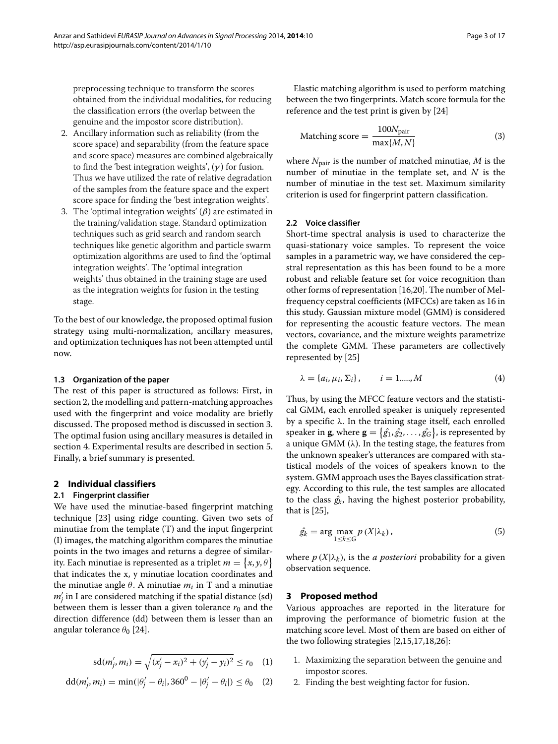preprocessing technique to transform the scores obtained from the individual modalities, for reducing the classification errors (the overlap between the genuine and the impostor score distribution).

2. Ancillary information such as reliability (from the score space) and separability (from the feature space and score space) measures are combined algebraically to find the 'best integration weights', ($\gamma$) for fusion. Thus we have utilized the rate of relative degradation of the samples from the feature space and the expert score space for finding the 'best integration weights'.
3. The 'optimal integration weights' ($\beta$) are estimated in the training/validation stage. Standard optimization techniques such as grid search and random search techniques like genetic algorithm and particle swarm optimization algorithms are used to find the 'optimal integration weights'. The 'optimal integration weights' thus obtained in the training stage are used as the integration weights for fusion in the testing stage.

To the best of our knowledge, the proposed optimal fusion strategy using multi-normalization, ancillary measures, and optimization techniques has not been attempted until now.

### 1.3 Organization of the paper

The rest of this paper is structured as follows: First, in section 2, the modelling and pattern-matching approaches used with the fingerprint and voice modality are briefly discussed. The proposed method is discussed in section 3. The optimal fusion using ancillary measures is detailed in section 4. Experimental results are described in section 5. Finally, a brief summary is presented.

## 2 Individual classifiers

### 2.1 Fingerprint classifier

We have used the minutiae-based fingerprint matching technique [23] using ridge counting. Given two sets of minutiae from the template (T) and the input fingerprint (I) images, the matching algorithm compares the minutiae points in the two images and returns a degree of similarity. Each minutiae is represented as a triplet $m = \{x, y, \theta\}$ that indicates the x, y minutiae location coordinates and the minutiae angle $\theta$. A minutiae $m_i$ in T and a minutiae $m'_j$ in I are considered matching if the spatial distance (sd) between them is lesser than a given tolerance $r_0$ and the direction difference (dd) between them is lesser than an angular tolerance $\theta_0$ [24].

$$\mathrm{sd}(m'_j, m_i) = \sqrt{(x'_j - x_i)^2 + (y'_j - y_i)^2} \leq r_0 \quad (1)$$

$$\mathrm{dd}(m'_j, m_i) = \min(|\theta'_j - \theta_i|, 360^0 - |\theta'_j - \theta_i|) \leq \theta_0 \quad (2)$$

Elastic matching algorithm is used to perform matching between the two fingerprints. Match score formula for the reference and the test print is given by [24]

$$\text{Matching score} = \frac{100 N_{\text{pair}}}{\max\{M, N\}} \quad (3)$$

where $N_{\text{pair}}$ is the number of matched minutiae, $M$ is the number of minutiae in the template set, and $N$ is the number of minutiae in the test set. Maximum similarity criterion is used for fingerprint pattern classification.

### 2.2 Voice classifier

Short-time spectral analysis is used to characterize the quasi-stationary voice samples. To represent the voice samples in a parametric way, we have considered the cepstral representation as this has been found to be a more robust and reliable feature set for voice recognition than other forms of representation [16,20]. The number of Mel-frequency cepstral coefficients (MFCCs) are taken as 16 in this study. Gaussian mixture model (GMM) is considered for representing the acoustic feature vectors. The mean vectors, covariance, and the mixture weights parametrize the complete GMM. These parameters are collectively represented by [25]

$$\lambda = \{a_i, \mu_i, \Sigma_i\}, \qquad i = 1....., M \quad (4)$$

Thus, by using the MFCC feature vectors and the statistical GMM, each enrolled speaker is uniquely represented by a specific λ. In the training stage itself, each enrolled speaker in **g**, where $\mathbf{g} = \{\hat{g_1}, \hat{g_2}, \ldots, \hat{g_G}\}$, is represented by a unique GMM (λ). In the testing stage, the features from the unknown speaker's utterances are compared with statistical models of the voices of speakers known to the system. GMM approach uses the Bayes classification strategy. According to this rule, the test samples are allocated to the class $\hat{g_k}$, having the highest posterior probability, that is [25],

$$\hat{g_k} = \arg\max_{1 \leq k \leq G} p\,(X|\lambda_k)\,, \quad (5)$$

where $p\,(X|\lambda_k)$, is the *a posteriori* probability for a given observation sequence.

## 3 Proposed method

Various approaches are reported in the literature for improving the performance of biometric fusion at the matching score level. Most of them are based on either of the two following strategies [2,15,17,18,26]:

1. Maximizing the separation between the genuine and impostor scores.
2. Finding the best weighting factor for fusion.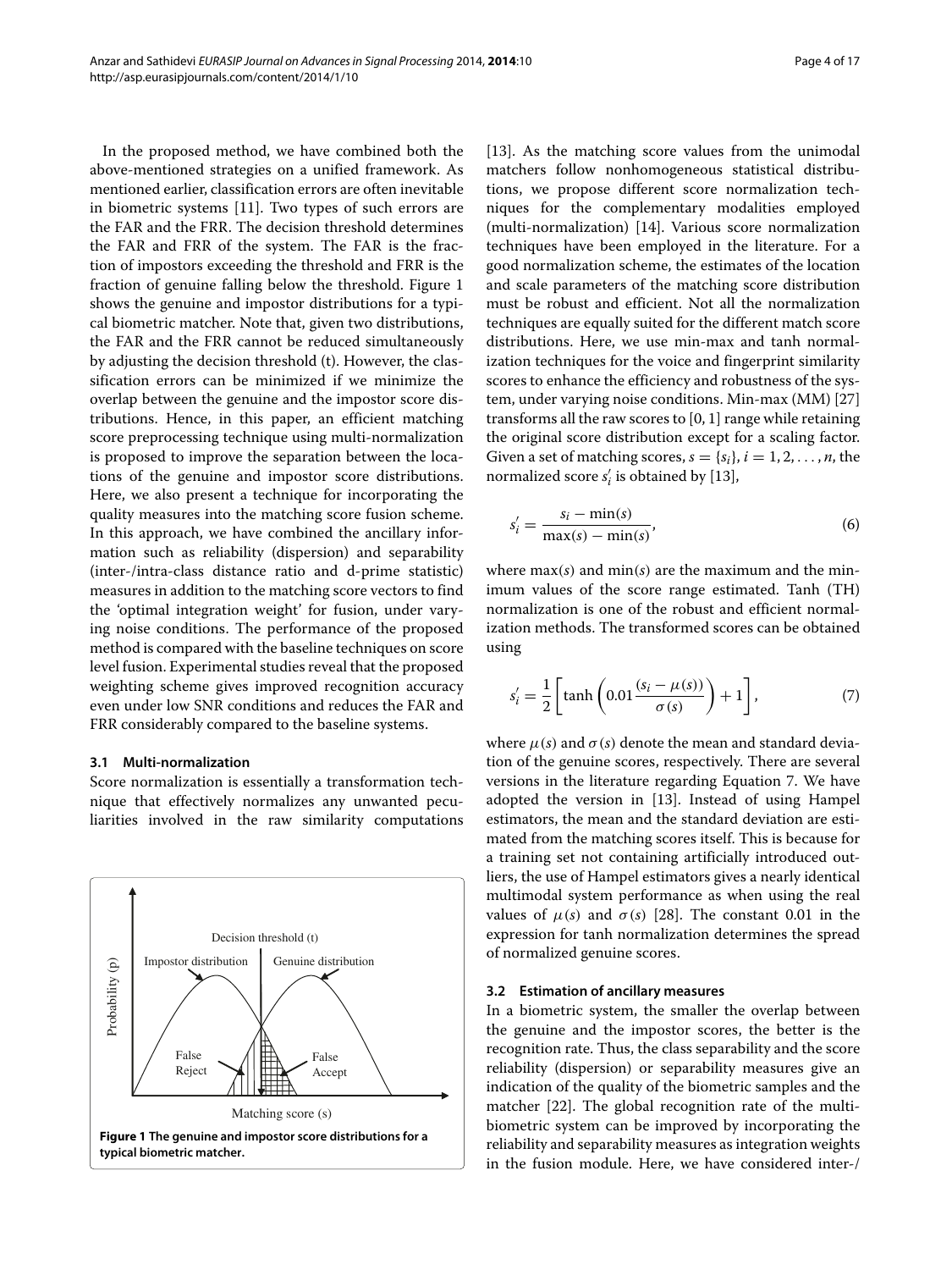In the proposed method, we have combined both the above-mentioned strategies on a unified framework. As mentioned earlier, classification errors are often inevitable in biometric systems [11]. Two types of such errors are the FAR and the FRR. The decision threshold determines the FAR and FRR of the system. The FAR is the fraction of impostors exceeding the threshold and FRR is the fraction of genuine falling below the threshold. Figure 1 shows the genuine and impostor distributions for a typical biometric matcher. Note that, given two distributions, the FAR and the FRR cannot be reduced simultaneously by adjusting the decision threshold (t). However, the classification errors can be minimized if we minimize the overlap between the genuine and the impostor score distributions. Hence, in this paper, an efficient matching score preprocessing technique using multi-normalization is proposed to improve the separation between the locations of the genuine and impostor score distributions. Here, we also present a technique for incorporating the quality measures into the matching score fusion scheme. In this approach, we have combined the ancillary information such as reliability (dispersion) and separability (inter-/intra-class distance ratio and d-prime statistic) measures in addition to the matching score vectors to find the 'optimal integration weight' for fusion, under varying noise conditions. The performance of the proposed method is compared with the baseline techniques on score level fusion. Experimental studies reveal that the proposed weighting scheme gives improved recognition accuracy even under low SNR conditions and reduces the FAR and FRR considerably compared to the baseline systems.

### 3.1 Multi-normalization

Score normalization is essentially a transformation technique that effectively normalizes any unwanted peculiarities involved in the raw similarity computations

Decision threshold (t)

Impostor distribution

Genuine distribution

Probability (p)

False Reject

False Accept

Matching score (s)

**Figure 1 The genuine and impostor score distributions for a typical biometric matcher.**

[13]. As the matching score values from the unimodal matchers follow nonhomogeneous statistical distributions, we propose different score normalization techniques for the complementary modalities employed (multi-normalization) [14]. Various score normalization techniques have been employed in the literature. For a good normalization scheme, the estimates of the location and scale parameters of the matching score distribution must be robust and efficient. Not all the normalization techniques are equally suited for the different match score distributions. Here, we use min-max and tanh normalization techniques for the voice and fingerprint similarity scores to enhance the efficiency and robustness of the system, under varying noise conditions. Min-max (MM) [27] transforms all the raw scores to $[0, 1]$ range while retaining the original score distribution except for a scaling factor. Given a set of matching scores, $s = \{s_i\}$, $i = 1, 2, \ldots, n$, the normalized score $s_i'$ is obtained by [13],

$$s_i' = \frac{s_i - \min(s)}{\max(s) - \min(s)}, \tag{6}$$

where $\max(s)$ and $\min(s)$ are the maximum and the minimum values of the score range estimated. Tanh (TH) normalization is one of the robust and efficient normalization methods. The transformed scores can be obtained using

$$s_i' = \frac{1}{2}\left[\tanh\left(0.01\frac{(s_i - \mu(s))}{\sigma(s)}\right) + 1\right], \tag{7}$$

where $\mu(s)$ and $\sigma(s)$ denote the mean and standard deviation of the genuine scores, respectively. There are several versions in the literature regarding Equation 7. We have adopted the version in [13]. Instead of using Hampel estimators, the mean and the standard deviation are estimated from the matching scores itself. This is because for a training set not containing artificially introduced outliers, the use of Hampel estimators gives a nearly identical multimodal system performance as when using the real values of $\mu(s)$ and $\sigma(s)$ [28]. The constant 0.01 in the expression for tanh normalization determines the spread of normalized genuine scores.

### 3.2 Estimation of ancillary measures

In a biometric system, the smaller the overlap between the genuine and the impostor scores, the better is the recognition rate. Thus, the class separability and the score reliability (dispersion) or separability measures give an indication of the quality of the biometric samples and the matcher [22]. The global recognition rate of the multibiometric system can be improved by incorporating the reliability and separability measures as integration weights in the fusion module. Here, we have considered inter-/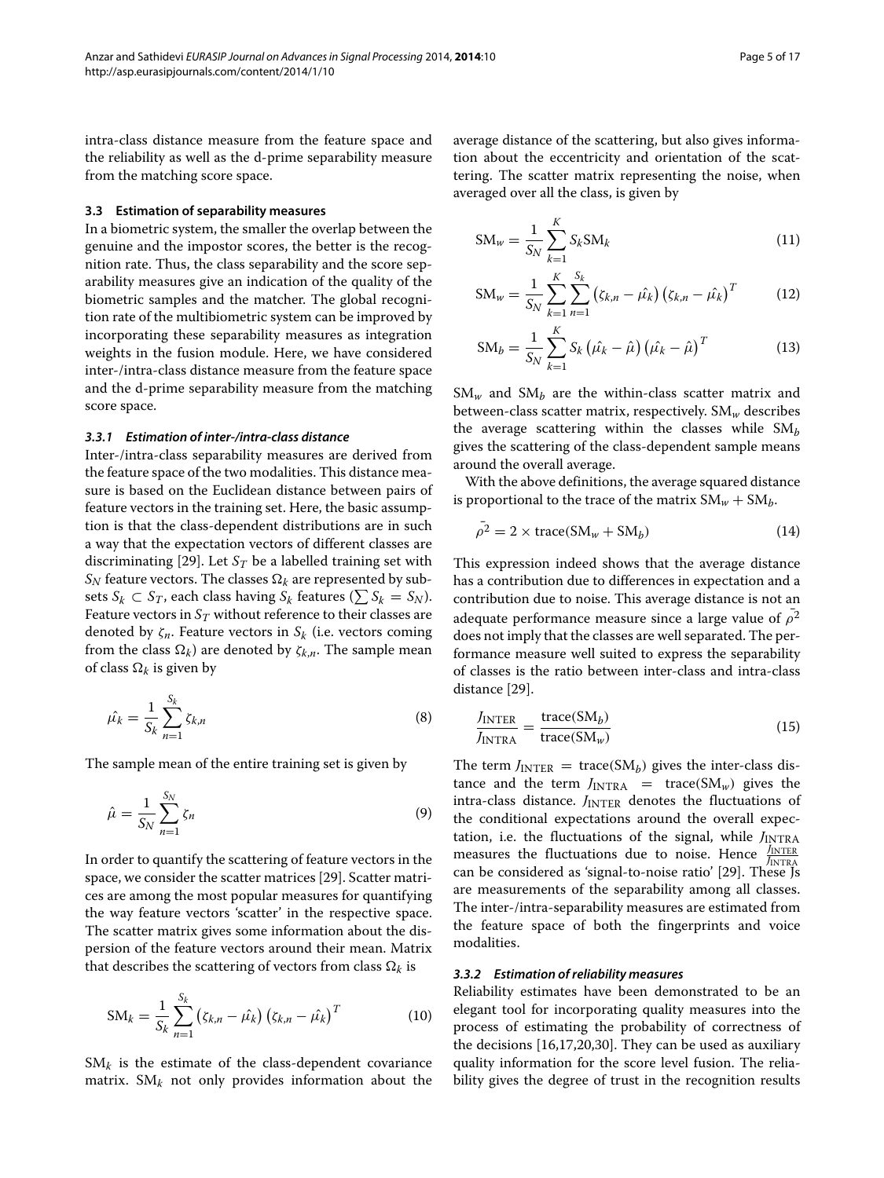intra-class distance measure from the feature space and the reliability as well as the d-prime separability measure from the matching score space.

### 3.3 Estimation of separability measures

In a biometric system, the smaller the overlap between the genuine and the impostor scores, the better is the recognition rate. Thus, the class separability and the score separability measures give an indication of the quality of the biometric samples and the matcher. The global recognition rate of the multibiometric system can be improved by incorporating these separability measures as integration weights in the fusion module. Here, we have considered inter-/intra-class distance measure from the feature space and the d-prime separability measure from the matching score space.

#### *3.3.1 Estimation of inter-/intra-class distance*

Inter-/intra-class separability measures are derived from the feature space of the two modalities. This distance measure is based on the Euclidean distance between pairs of feature vectors in the training set. Here, the basic assumption is that the class-dependent distributions are in such a way that the expectation vectors of different classes are discriminating [29]. Let $S_T$ be a labelled training set with $S_N$ feature vectors. The classes $\Omega_k$ are represented by subsets $S_k \subset S_T$, each class having $S_k$ features ($\sum S_k = S_N$). Feature vectors in $S_T$ without reference to their classes are denoted by $\zeta_n$. Feature vectors in $S_k$ (i.e. vectors coming from the class $\Omega_k$) are denoted by $\zeta_{k,n}$. The sample mean of class $\Omega_k$ is given by

$$\hat{\mu_k} = \frac{1}{S_k} \sum_{n=1}^{S_k} \zeta_{k,n} \tag{8}$$

The sample mean of the entire training set is given by

$$\hat{\mu} = \frac{1}{S_N} \sum_{n=1}^{S_N} \zeta_n \tag{9}$$

In order to quantify the scattering of feature vectors in the space, we consider the scatter matrices [29]. Scatter matrices are among the most popular measures for quantifying the way feature vectors 'scatter' in the respective space. The scatter matrix gives some information about the dispersion of the feature vectors around their mean. Matrix that describes the scattering of vectors from class $\Omega_k$ is

$$\mathrm{SM}_k = \frac{1}{S_k} \sum_{n=1}^{S_k} \left(\zeta_{k,n} - \hat{\mu_k}\right)\left(\zeta_{k,n} - \hat{\mu_k}\right)^T \tag{10}$$

$\mathrm{SM}_k$ is the estimate of the class-dependent covariance matrix. $\mathrm{SM}_k$ not only provides information about the average distance of the scattering, but also gives information about the eccentricity and orientation of the scattering. The scatter matrix representing the noise, when averaged over all the class, is given by

$$\mathrm{SM}_w = \frac{1}{S_N} \sum_{k=1}^{K} S_k \mathrm{SM}_k \tag{11}$$

$$\mathrm{SM}_w = \frac{1}{S_N} \sum_{k=1}^{K} \sum_{n=1}^{S_k} \left(\zeta_{k,n} - \hat{\mu_k}\right)\left(\zeta_{k,n} - \hat{\mu_k}\right)^T \tag{12}$$

$$\mathrm{SM}_b = \frac{1}{S_N} \sum_{k=1}^{K} S_k \left(\hat{\mu_k} - \hat{\mu}\right)\left(\hat{\mu_k} - \hat{\mu}\right)^T \tag{13}$$

$\mathrm{SM}_w$ and $\mathrm{SM}_b$ are the within-class scatter matrix and between-class scatter matrix, respectively. $\mathrm{SM}_w$ describes the average scattering within the classes while $\mathrm{SM}_b$ gives the scattering of the class-dependent sample means around the overall average.

With the above definitions, the average squared distance is proportional to the trace of the matrix $\mathrm{SM}_w + \mathrm{SM}_b$.

$$\bar{\rho^2} = 2 \times \mathrm{trace}(\mathrm{SM}_w + \mathrm{SM}_b) \tag{14}$$

This expression indeed shows that the average distance has a contribution due to differences in expectation and a contribution due to noise. This average distance is not an adequate performance measure since a large value of $\bar{\rho^2}$ does not imply that the classes are well separated. The performance measure well suited to express the separability of classes is the ratio between inter-class and intra-class distance [29].

$$\frac{J_{\mathrm{INTER}}}{J_{\mathrm{INTRA}}} = \frac{\mathrm{trace}(\mathrm{SM}_b)}{\mathrm{trace}(\mathrm{SM}_w)} \tag{15}$$

The term $J_{\mathrm{INTER}} = \mathrm{trace}(\mathrm{SM}_b)$ gives the inter-class distance and the term $J_{\mathrm{INTRA}} = \mathrm{trace}(\mathrm{SM}_w)$ gives the intra-class distance. $J_{\mathrm{INTER}}$ denotes the fluctuations of the conditional expectations around the overall expectation, i.e. the fluctuations of the signal, while $J_{\mathrm{INTRA}}$ measures the fluctuations due to noise. Hence $\frac{J_{\mathrm{INTER}}}{J_{\mathrm{INTRA}}}$ can be considered as 'signal-to-noise ratio' [29]. These Js are measurements of the separability among all classes. The inter-/intra-separability measures are estimated from the feature space of both the fingerprints and voice modalities.

#### *3.3.2 Estimation of reliability measures*

Reliability estimates have been demonstrated to be an elegant tool for incorporating quality measures into the process of estimating the probability of correctness of the decisions [16,17,20,30]. They can be used as auxiliary quality information for the score level fusion. The reliability gives the degree of trust in the recognition results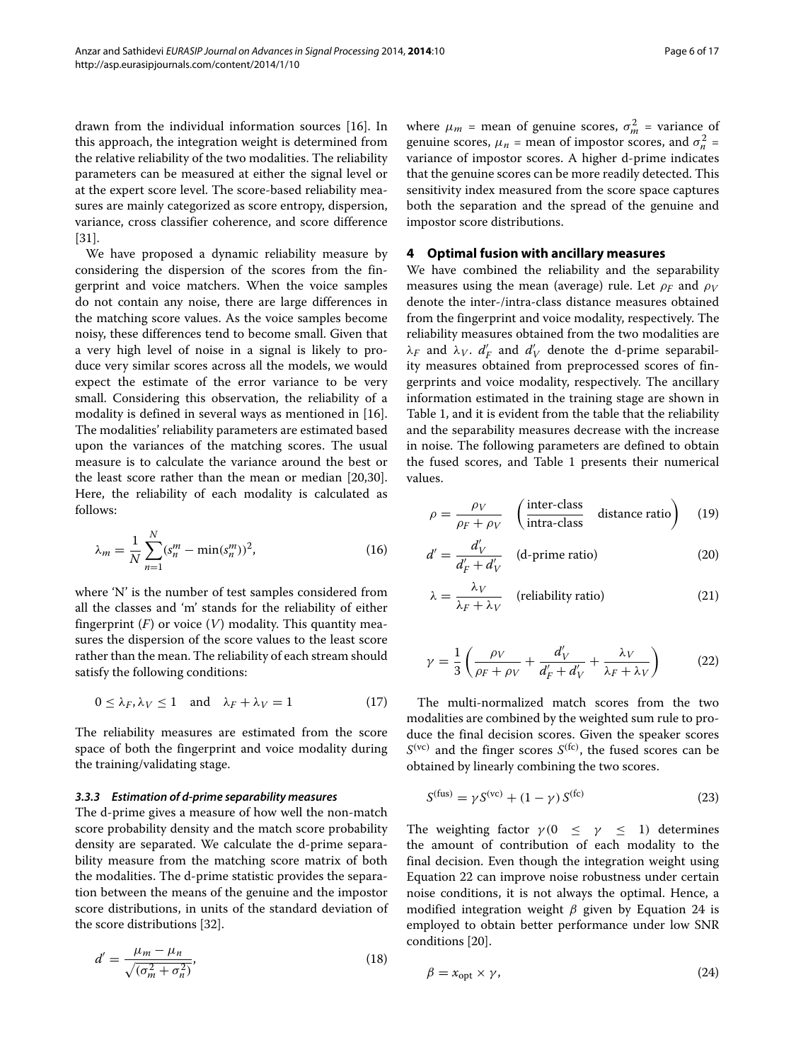drawn from the individual information sources [16]. In this approach, the integration weight is determined from the relative reliability of the two modalities. The reliability parameters can be measured at either the signal level or at the expert score level. The score-based reliability measures are mainly categorized as score entropy, dispersion, variance, cross classifier coherence, and score difference [31].

We have proposed a dynamic reliability measure by considering the dispersion of the scores from the fingerprint and voice matchers. When the voice samples do not contain any noise, there are large differences in the matching score values. As the voice samples become noisy, these differences tend to become small. Given that a very high level of noise in a signal is likely to produce very similar scores across all the models, we would expect the estimate of the error variance to be very small. Considering this observation, the reliability of a modality is defined in several ways as mentioned in [16]. The modalities' reliability parameters are estimated based upon the variances of the matching scores. The usual measure is to calculate the variance around the best or the least score rather than the mean or median [20,30]. Here, the reliability of each modality is calculated as follows:

$$\lambda_m = \frac{1}{N}\sum_{n=1}^{N}(s_n^m - \min(s_n^m))^2, \tag{16}$$

where 'N' is the number of test samples considered from all the classes and 'm' stands for the reliability of either fingerprint ($F$) or voice ($V$) modality. This quantity measures the dispersion of the score values to the least score rather than the mean. The reliability of each stream should satisfy the following conditions:

$$0 \leq \lambda_F, \lambda_V \leq 1 \quad \text{and} \quad \lambda_F + \lambda_V = 1 \tag{17}$$

The reliability measures are estimated from the score space of both the fingerprint and voice modality during the training/validating stage.

#### 3.3.3 Estimation of d-prime separability measures

The d-prime gives a measure of how well the non-match score probability density and the match score probability density are separated. We calculate the d-prime separability measure from the matching score matrix of both the modalities. The d-prime statistic provides the separation between the means of the genuine and the impostor score distributions, in units of the standard deviation of the score distributions [32].

$$d' = \frac{\mu_m - \mu_n}{\sqrt{(\sigma_m^2 + \sigma_n^2)}}, \tag{18}$$

where $\mu_m$ = mean of genuine scores, $\sigma_m^2$ = variance of genuine scores, $\mu_n$ = mean of impostor scores, and $\sigma_n^2$ = variance of impostor scores. A higher d-prime indicates that the genuine scores can be more readily detected. This sensitivity index measured from the score space captures both the separation and the spread of the genuine and impostor score distributions.

## 4 Optimal fusion with ancillary measures

We have combined the reliability and the separability measures using the mean (average) rule. Let $\rho_F$ and $\rho_V$ denote the inter-/intra-class distance measures obtained from the fingerprint and voice modality, respectively. The reliability measures obtained from the two modalities are $\lambda_F$ and $\lambda_V$. $d'_F$ and $d'_V$ denote the d-prime separability measures obtained from preprocessed scores of fingerprints and voice modality, respectively. The ancillary information estimated in the training stage are shown in Table 1, and it is evident from the table that the reliability and the separability measures decrease with the increase in noise. The following parameters are defined to obtain the fused scores, and Table 1 presents their numerical values.

$$\rho = \frac{\rho_V}{\rho_F + \rho_V} \quad \left(\frac{\text{inter-class}}{\text{intra-class}} \quad \text{distance ratio}\right) \tag{19}$$

$$d' = \frac{d'_V}{d'_F + d'_V} \quad \text{(d-prime ratio)} \tag{20}$$

$$\lambda = \frac{\lambda_V}{\lambda_F + \lambda_V} \quad \text{(reliability ratio)} \tag{21}$$

$$\gamma = \frac{1}{3}\left(\frac{\rho_V}{\rho_F + \rho_V} + \frac{d'_V}{d'_F + d'_V} + \frac{\lambda_V}{\lambda_F + \lambda_V}\right) \tag{22}$$

The multi-normalized match scores from the two modalities are combined by the weighted sum rule to produce the final decision scores. Given the speaker scores $S^{(\text{vc})}$ and the finger scores $S^{(\text{fc})}$, the fused scores can be obtained by linearly combining the two scores.

$$S^{(\text{fus})} = \gamma S^{(\text{vc})} + (1 - \gamma)\, S^{(\text{fc})} \tag{23}$$

The weighting factor $\gamma (0 \leq \gamma \leq 1)$ determines the amount of contribution of each modality to the final decision. Even though the integration weight using Equation 22 can improve noise robustness under certain noise conditions, it is not always the optimal. Hence, a modified integration weight $\beta$ given by Equation 24 is employed to obtain better performance under low SNR conditions [20].

$$\beta = x_{\text{opt}} \times \gamma, \tag{24}$$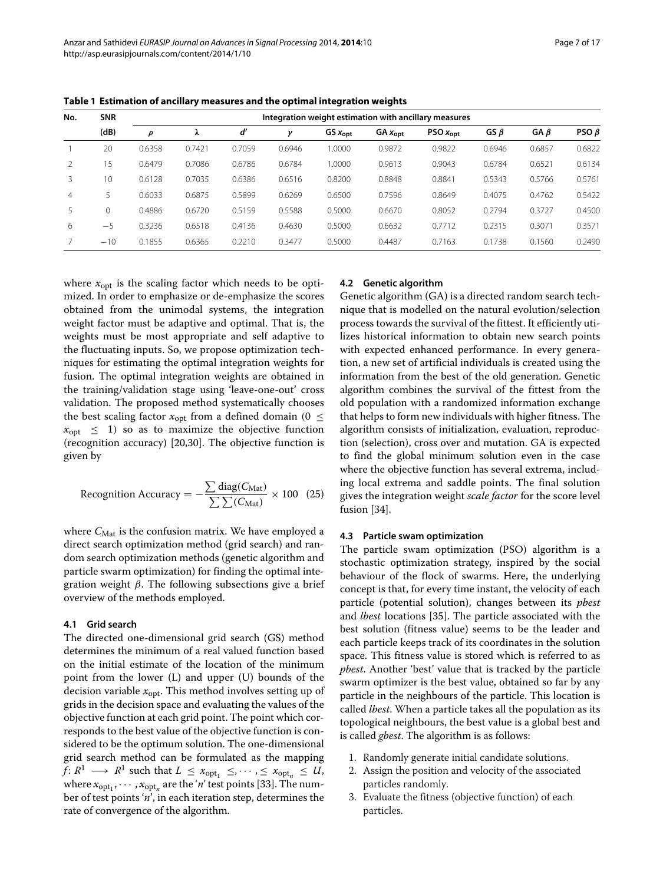**Table 1 Estimation of ancillary measures and the optimal integration weights**

| No. | SNR (dB) | Integration weight estimation with ancillary measures | | | | | | | | | |
|---|---|---|---|---|---|---|---|---|---|---|---|
| | | $\rho$ | $\lambda$ | $d'$ | $\gamma$ | GS $x_{\text{opt}}$ | GA $x_{\text{opt}}$ | PSO $x_{\text{opt}}$ | GS $\beta$ | GA $\beta$ | PSO $\beta$ |
| 1 | 20 | 0.6358 | 0.7421 | 0.7059 | 0.6946 | 1.0000 | 0.9872 | 0.9822 | 0.6946 | 0.6857 | 0.6822 |
| 2 | 15 | 0.6479 | 0.7086 | 0.6786 | 0.6784 | 1.0000 | 0.9613 | 0.9043 | 0.6784 | 0.6521 | 0.6134 |
| 3 | 10 | 0.6128 | 0.7035 | 0.6386 | 0.6516 | 0.8200 | 0.8848 | 0.8841 | 0.5343 | 0.5766 | 0.5761 |
| 4 | 5 | 0.6033 | 0.6875 | 0.5899 | 0.6269 | 0.6500 | 0.7596 | 0.8649 | 0.4075 | 0.4762 | 0.5422 |
| 5 | 0 | 0.4886 | 0.6720 | 0.5159 | 0.5588 | 0.5000 | 0.6670 | 0.8052 | 0.2794 | 0.3727 | 0.4500 |
| 6 | −5 | 0.3236 | 0.6518 | 0.4136 | 0.4630 | 0.5000 | 0.6632 | 0.7712 | 0.2315 | 0.3071 | 0.3571 |
| 7 | −10 | 0.1855 | 0.6365 | 0.2210 | 0.3477 | 0.5000 | 0.4487 | 0.7163 | 0.1738 | 0.1560 | 0.2490 |

where $x_{\text{opt}}$ is the scaling factor which needs to be optimized. In order to emphasize or de-emphasize the scores obtained from the unimodal systems, the integration weight factor must be adaptive and optimal. That is, the weights must be most appropriate and self adaptive to the fluctuating inputs. So, we propose optimization techniques for estimating the optimal integration weights for fusion. The optimal integration weights are obtained in the training/validation stage using 'leave-one-out' cross validation. The proposed method systematically chooses the best scaling factor $x_{\text{opt}}$ from a defined domain ($0 \leq x_{\text{opt}} \leq 1$) so as to maximize the objective function (recognition accuracy) [20,30]. The objective function is given by

$$\text{Recognition Accuracy} = -\frac{\sum \text{diag}(C_{\text{Mat}})}{\sum \sum (C_{\text{Mat}})} \times 100 \quad (25)$$

where $C_{\text{Mat}}$ is the confusion matrix. We have employed a direct search optimization method (grid search) and random search optimization methods (genetic algorithm and particle swarm optimization) for finding the optimal integration weight $\beta$. The following subsections give a brief overview of the methods employed.

### 4.1 Grid search

The directed one-dimensional grid search (GS) method determines the minimum of a real valued function based on the initial estimate of the location of the minimum point from the lower (L) and upper (U) bounds of the decision variable $x_{\text{opt}}$. This method involves setting up of grids in the decision space and evaluating the values of the objective function at each grid point. The point which corresponds to the best value of the objective function is considered to be the optimum solution. The one-dimensional grid search method can be formulated as the mapping $f$: $R^1 \longrightarrow R^1$ such that $L \leq x_{\text{opt}_1} \leq, \cdots, \leq x_{\text{opt}_n} \leq U$, where $x_{\text{opt}_1}, \cdots, x_{\text{opt}_n}$ are the '$n$' test points [33]. The number of test points '$n$', in each iteration step, determines the rate of convergence of the algorithm.

### 4.2 Genetic algorithm

Genetic algorithm (GA) is a directed random search technique that is modelled on the natural evolution/selection process towards the survival of the fittest. It efficiently utilizes historical information to obtain new search points with expected enhanced performance. In every generation, a new set of artificial individuals is created using the information from the best of the old generation. Genetic algorithm combines the survival of the fittest from the old population with a randomized information exchange that helps to form new individuals with higher fitness. The algorithm consists of initialization, evaluation, reproduction (selection), cross over and mutation. GA is expected to find the global minimum solution even in the case where the objective function has several extrema, including local extrema and saddle points. The final solution gives the integration weight *scale factor* for the score level fusion [34].

### 4.3 Particle swam optimization

The particle swam optimization (PSO) algorithm is a stochastic optimization strategy, inspired by the social behaviour of the flock of swarms. Here, the underlying concept is that, for every time instant, the velocity of each particle (potential solution), changes between its *pbest* and *lbest* locations [35]. The particle associated with the best solution (fitness value) seems to be the leader and each particle keeps track of its coordinates in the solution space. This fitness value is stored which is referred to as *pbest*. Another 'best' value that is tracked by the particle swarm optimizer is the best value, obtained so far by any particle in the neighbours of the particle. This location is called *lbest*. When a particle takes all the population as its topological neighbours, the best value is a global best and is called *gbest*. The algorithm is as follows:

1. Randomly generate initial candidate solutions.
2. Assign the position and velocity of the associated particles randomly.
3. Evaluate the fitness (objective function) of each particles.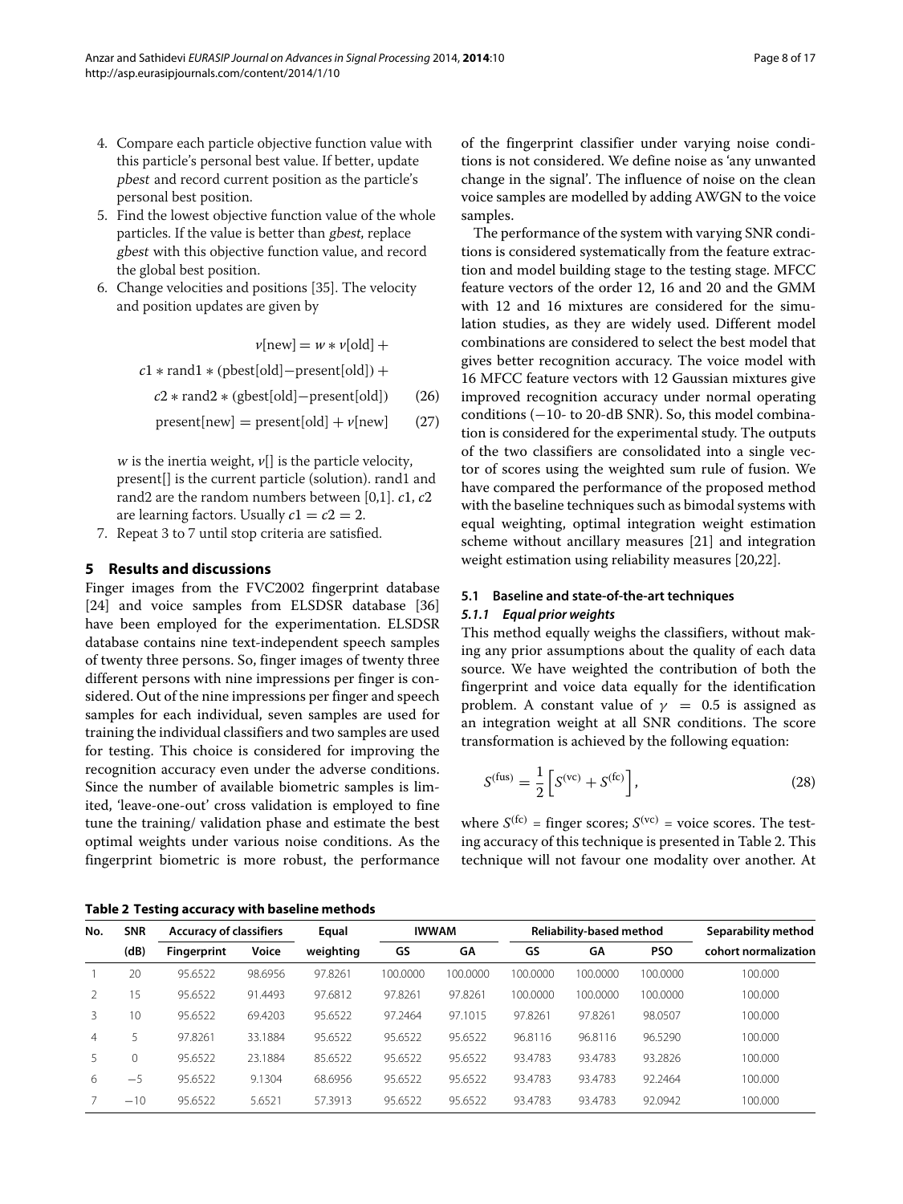4. Compare each particle objective function value with this particle's personal best value. If better, update *pbest* and record current position as the particle's personal best position.
5. Find the lowest objective function value of the whole particles. If the value is better than *gbest*, replace *gbest* with this objective function value, and record the global best position.
6. Change velocities and positions [35]. The velocity and position updates are given by

$$v[\text{new}] = w * v[\text{old}] + c1 * \text{rand1} * (\text{pbest}[\text{old}] - \text{present}[\text{old}]) + c2 * \text{rand2} * (\text{gbest}[\text{old}] - \text{present}[\text{old}]) \quad (26)$$

$$\text{present}[\text{new}] = \text{present}[\text{old}] + v[\text{new}] \quad (27)$$

$w$ is the inertia weight, $v[]$ is the particle velocity, present[] is the current particle (solution). rand1 and rand2 are the random numbers between [0,1]. $c1$, $c2$ are learning factors. Usually $c1 = c2 = 2$.

7. Repeat 3 to 7 until stop criteria are satisfied.

## 5 Results and discussions

Finger images from the FVC2002 fingerprint database [24] and voice samples from ELSDSR database [36] have been employed for the experimentation. ELSDSR database contains nine text-independent speech samples of twenty three persons. So, finger images of twenty three different persons with nine impressions per finger is considered. Out of the nine impressions per finger and speech samples for each individual, seven samples are used for training the individual classifiers and two samples are used for testing. This choice is considered for improving the recognition accuracy even under the adverse conditions. Since the number of available biometric samples is limited, 'leave-one-out' cross validation is employed to fine tune the training/ validation phase and estimate the best optimal weights under various noise conditions. As the fingerprint biometric is more robust, the performance of the fingerprint classifier under varying noise conditions is not considered. We define noise as 'any unwanted change in the signal'. The influence of noise on the clean voice samples are modelled by adding AWGN to the voice samples.

The performance of the system with varying SNR conditions is considered systematically from the feature extraction and model building stage to the testing stage. MFCC feature vectors of the order 12, 16 and 20 and the GMM with 12 and 16 mixtures are considered for the simulation studies, as they are widely used. Different model combinations are considered to select the best model that gives better recognition accuracy. The voice model with 16 MFCC feature vectors with 12 Gaussian mixtures give improved recognition accuracy under normal operating conditions (−10- to 20-dB SNR). So, this model combination is considered for the experimental study. The outputs of the two classifiers are consolidated into a single vector of scores using the weighted sum rule of fusion. We have compared the performance of the proposed method with the baseline techniques such as bimodal systems with equal weighting, optimal integration weight estimation scheme without ancillary measures [21] and integration weight estimation using reliability measures [20,22].

### 5.1 Baseline and state-of-the-art techniques

#### *5.1.1 Equal prior weights*

This method equally weighs the classifiers, without making any prior assumptions about the quality of each data source. We have weighted the contribution of both the fingerprint and voice data equally for the identification problem. A constant value of $\gamma = 0.5$ is assigned as an integration weight at all SNR conditions. The score transformation is achieved by the following equation:

$$S^{(\text{fus})} = \frac{1}{2}\left[S^{(\text{vc})} + S^{(\text{fc})}\right], \quad (28)$$

where $S^{(\text{fc})}$ = finger scores; $S^{(\text{vc})}$ = voice scores. The testing accuracy of this technique is presented in Table 2. This technique will not favour one modality over another. At

**Table 2 Testing accuracy with baseline methods**

| No. | SNR | Accuracy of classifiers | | Equal | IWWAM | | Reliability-based method | | | Separability method |
|---|---|---|---|---|---|---|---|---|---|---|
| | (dB) | Fingerprint | Voice | weighting | GS | GA | GS | GA | PSO | cohort normalization |
| 1 | 20 | 95.6522 | 98.6956 | 97.8261 | 100.0000 | 100.0000 | 100.0000 | 100.0000 | 100.0000 | 100.000 |
| 2 | 15 | 95.6522 | 91.4493 | 97.6812 | 97.8261 | 97.8261 | 100.0000 | 100.0000 | 100.0000 | 100.000 |
| 3 | 10 | 95.6522 | 69.4203 | 95.6522 | 97.2464 | 97.1015 | 97.8261 | 97.8261 | 98.0507 | 100.000 |
| 4 | 5 | 97.8261 | 33.1884 | 95.6522 | 95.6522 | 95.6522 | 96.8116 | 96.8116 | 96.5290 | 100.000 |
| 5 | 0 | 95.6522 | 23.1884 | 85.6522 | 95.6522 | 95.6522 | 93.4783 | 93.4783 | 93.2826 | 100.000 |
| 6 | −5 | 95.6522 | 9.1304 | 68.6956 | 95.6522 | 95.6522 | 93.4783 | 93.4783 | 92.2464 | 100.000 |
| 7 | −10 | 95.6522 | 5.6521 | 57.3913 | 95.6522 | 95.6522 | 93.4783 | 93.4783 | 92.0942 | 100.000 |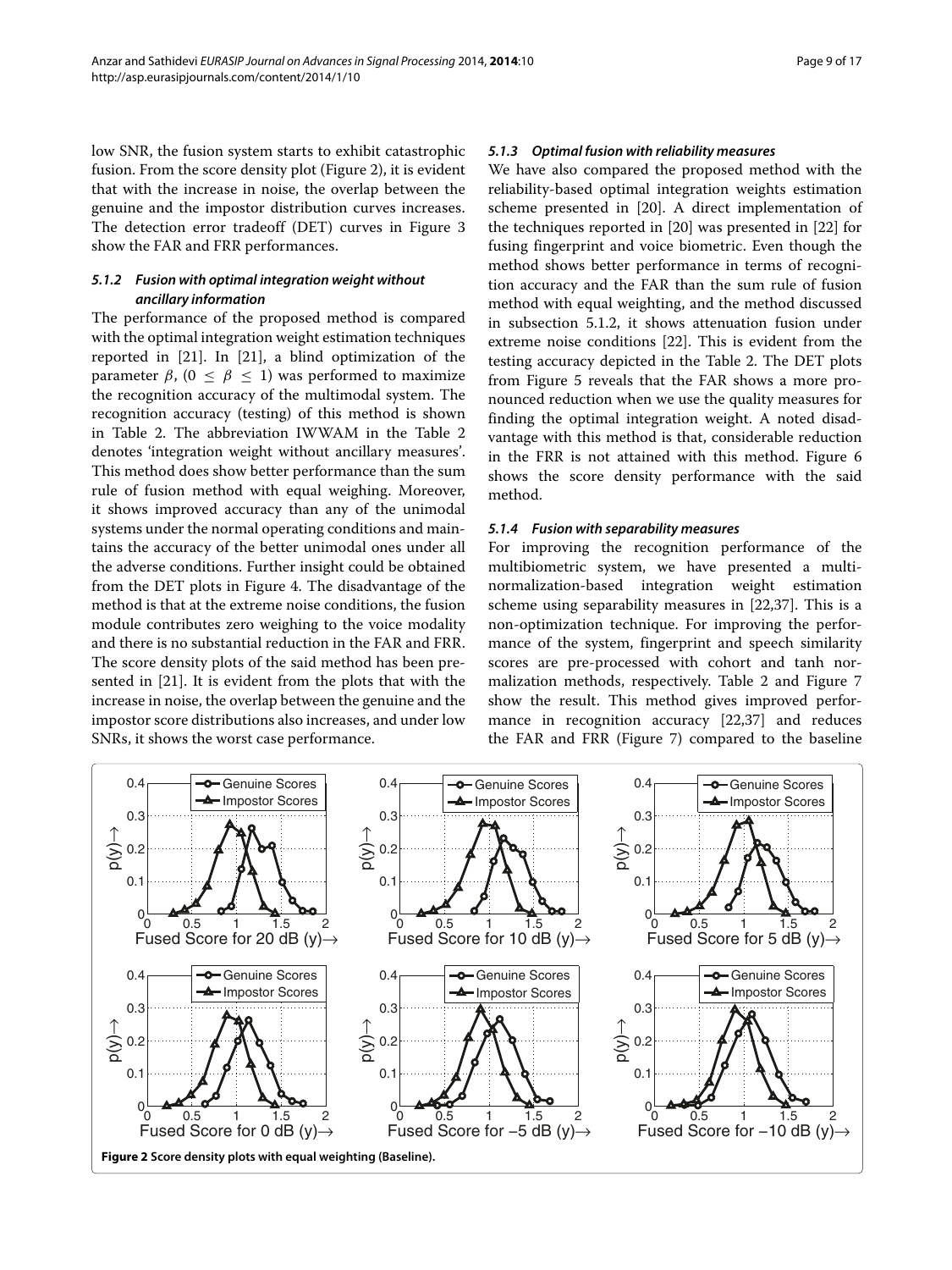low SNR, the fusion system starts to exhibit catastrophic fusion. From the score density plot (Figure 2), it is evident that with the increase in noise, the overlap between the genuine and the impostor distribution curves increases. The detection error tradeoff (DET) curves in Figure 3 show the FAR and FRR performances.

#### *5.1.2 Fusion with optimal integration weight without ancillary information*

The performance of the proposed method is compared with the optimal integration weight estimation techniques reported in [21]. In [21], a blind optimization of the parameter $\beta$, ($0 \leq \beta \leq 1$) was performed to maximize the recognition accuracy of the multimodal system. The recognition accuracy (testing) of this method is shown in Table 2. The abbreviation IWWAM in the Table 2 denotes 'integration weight without ancillary measures'. This method does show better performance than the sum rule of fusion method with equal weighing. Moreover, it shows improved accuracy than any of the unimodal systems under the normal operating conditions and maintains the accuracy of the better unimodal ones under all the adverse conditions. Further insight could be obtained from the DET plots in Figure 4. The disadvantage of the method is that at the extreme noise conditions, the fusion module contributes zero weighing to the voice modality and there is no substantial reduction in the FAR and FRR. The score density plots of the said method has been presented in [21]. It is evident from the plots that with the increase in noise, the overlap between the genuine and the impostor score distributions also increases, and under low SNRs, it shows the worst case performance.

#### *5.1.3 Optimal fusion with reliability measures*

We have also compared the proposed method with the reliability-based optimal integration weights estimation scheme presented in [20]. A direct implementation of the techniques reported in [20] was presented in [22] for fusing fingerprint and voice biometric. Even though the method shows better performance in terms of recognition accuracy and the FAR than the sum rule of fusion method with equal weighting, and the method discussed in subsection 5.1.2, it shows attenuation fusion under extreme noise conditions [22]. This is evident from the testing accuracy depicted in the Table 2. The DET plots from Figure 5 reveals that the FAR shows a more pronounced reduction when we use the quality measures for finding the optimal integration weight. A noted disadvantage with this method is that, considerable reduction in the FRR is not attained with this method. Figure 6 shows the score density performance with the said method.

#### *5.1.4 Fusion with separability measures*

For improving the recognition performance of the multibiometric system, we have presented a multi-normalization-based integration weight estimation scheme using separability measures in [22,37]. This is a non-optimization technique. For improving the performance of the system, fingerprint and speech similarity scores are pre-processed with cohort and tanh normalization methods, respectively. Table 2 and Figure 7 show the result. This method gives improved performance in recognition accuracy [22,37] and reduces the FAR and FRR (Figure 7) compared to the baseline

**Figure 2 Score density plots with equal weighting (Baseline).**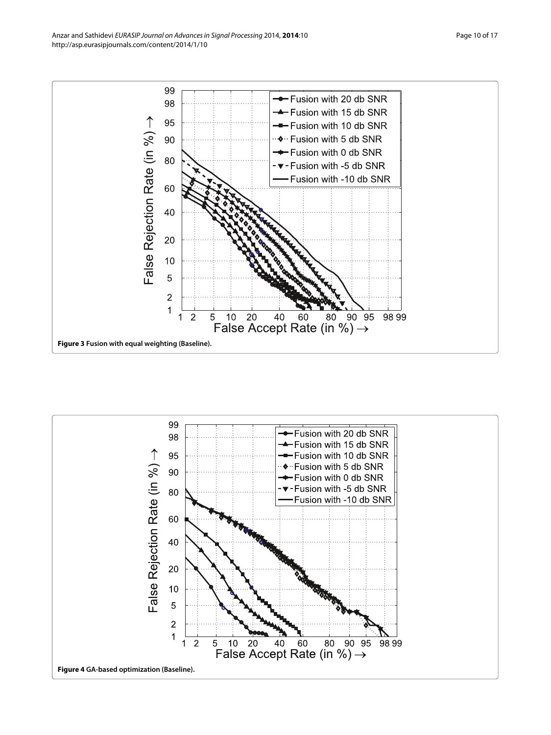**Figure 3 Fusion with equal weighting (Baseline).**

**Figure 4 GA-based optimization (Baseline).**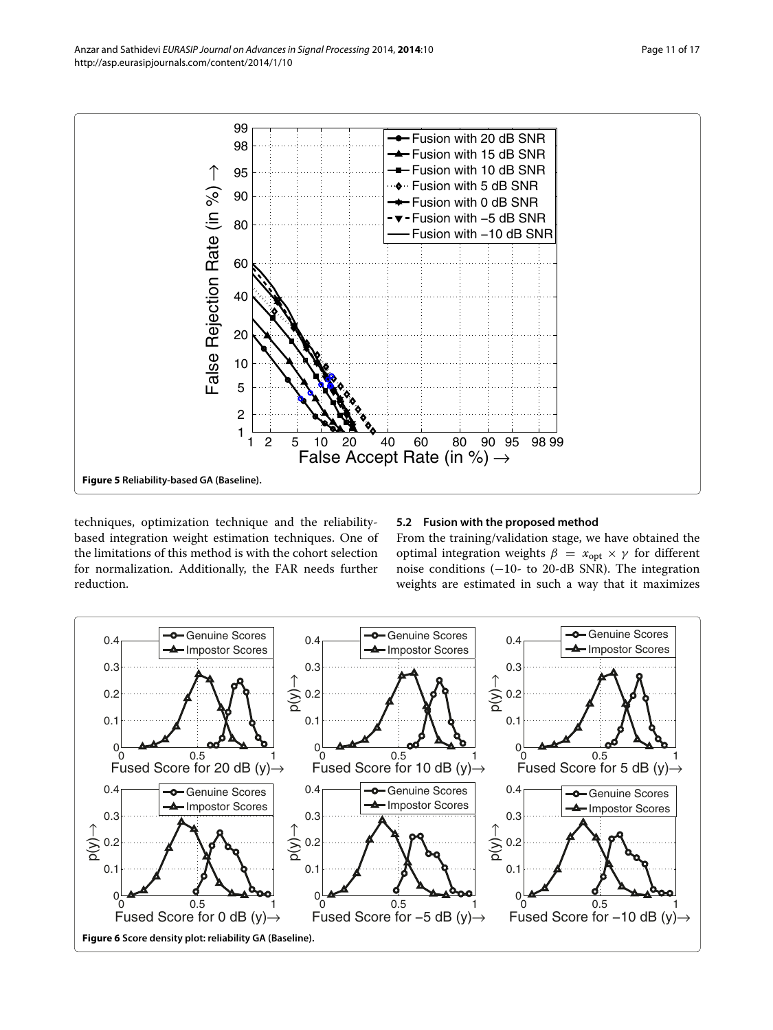**Figure 5 Reliability-based GA (Baseline).**

techniques, optimization technique and the reliability-based integration weight estimation techniques. One of the limitations of this method is with the cohort selection for normalization. Additionally, the FAR needs further reduction.

### 5.2 Fusion with the proposed method

From the training/validation stage, we have obtained the optimal integration weights $\beta = x_{\text{opt}} \times \gamma$ for different noise conditions (−10- to 20-dB SNR). The integration weights are estimated in such a way that it maximizes

**Figure 6 Score density plot: reliability GA (Baseline).**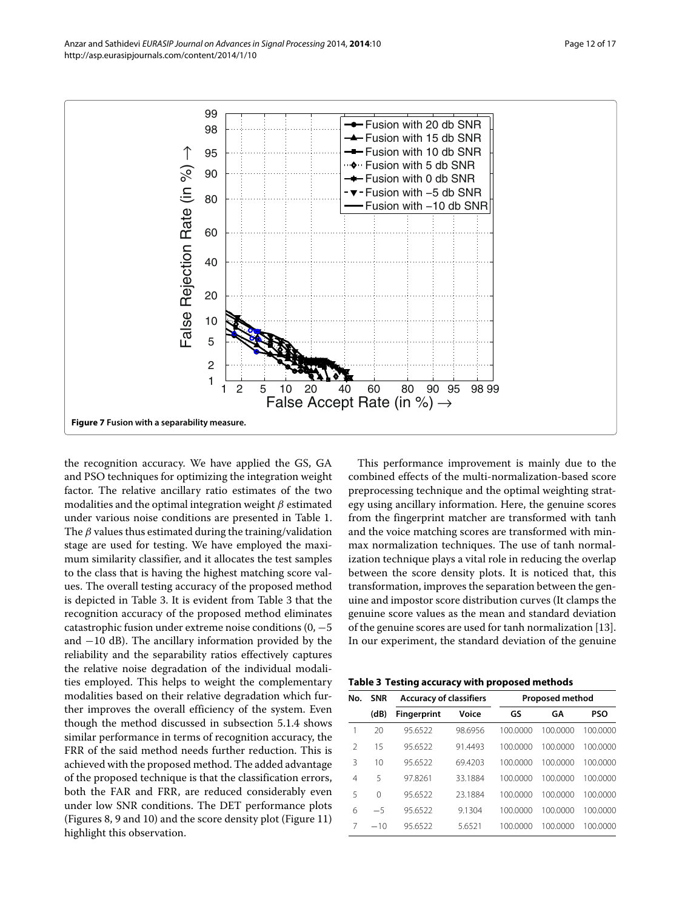**Figure 7 Fusion with a separability measure.**

the recognition accuracy. We have applied the GS, GA and PSO techniques for optimizing the integration weight factor. The relative ancillary ratio estimates of the two modalities and the optimal integration weight $\beta$ estimated under various noise conditions are presented in Table 1. The $\beta$ values thus estimated during the training/validation stage are used for testing. We have employed the maximum similarity classifier, and it allocates the test samples to the class that is having the highest matching score values. The overall testing accuracy of the proposed method is depicted in Table 3. It is evident from Table 3 that the recognition accuracy of the proposed method eliminates catastrophic fusion under extreme noise conditions (0, −5 and −10 dB). The ancillary information provided by the reliability and the separability ratios effectively captures the relative noise degradation of the individual modalities employed. This helps to weight the complementary modalities based on their relative degradation which further improves the overall efficiency of the system. Even though the method discussed in subsection 5.1.4 shows similar performance in terms of recognition accuracy, the FRR of the said method needs further reduction. This is achieved with the proposed method. The added advantage of the proposed technique is that the classification errors, both the FAR and FRR, are reduced considerably even under low SNR conditions. The DET performance plots (Figures 8, 9 and 10) and the score density plot (Figure 11) highlight this observation.

This performance improvement is mainly due to the combined effects of the multi-normalization-based score preprocessing technique and the optimal weighting strategy using ancillary information. Here, the genuine scores from the fingerprint matcher are transformed with tanh and the voice matching scores are transformed with min-max normalization techniques. The use of tanh normalization technique plays a vital role in reducing the overlap between the score density plots. It is noticed that, this transformation, improves the separation between the genuine and impostor score distribution curves (It clamps the genuine score values as the mean and standard deviation of the genuine scores are used for tanh normalization [13]. In our experiment, the standard deviation of the genuine

**Table 3 Testing accuracy with proposed methods**

| No. | SNR | Accuracy of classifiers | | Proposed method | | |
|---|---|---|---|---|---|---|
| | (dB) | Fingerprint | Voice | GS | GA | PSO |
| 1 | 20 | 95.6522 | 98.6956 | 100.0000 | 100.0000 | 100.0000 |
| 2 | 15 | 95.6522 | 91.4493 | 100.0000 | 100.0000 | 100.0000 |
| 3 | 10 | 95.6522 | 69.4203 | 100.0000 | 100.0000 | 100.0000 |
| 4 | 5 | 97.8261 | 33.1884 | 100.0000 | 100.0000 | 100.0000 |
| 5 | 0 | 95.6522 | 23.1884 | 100.0000 | 100.0000 | 100.0000 |
| 6 | −5 | 95.6522 | 9.1304 | 100.0000 | 100.0000 | 100.0000 |
| 7 | −10 | 95.6522 | 5.6521 | 100.0000 | 100.0000 | 100.0000 |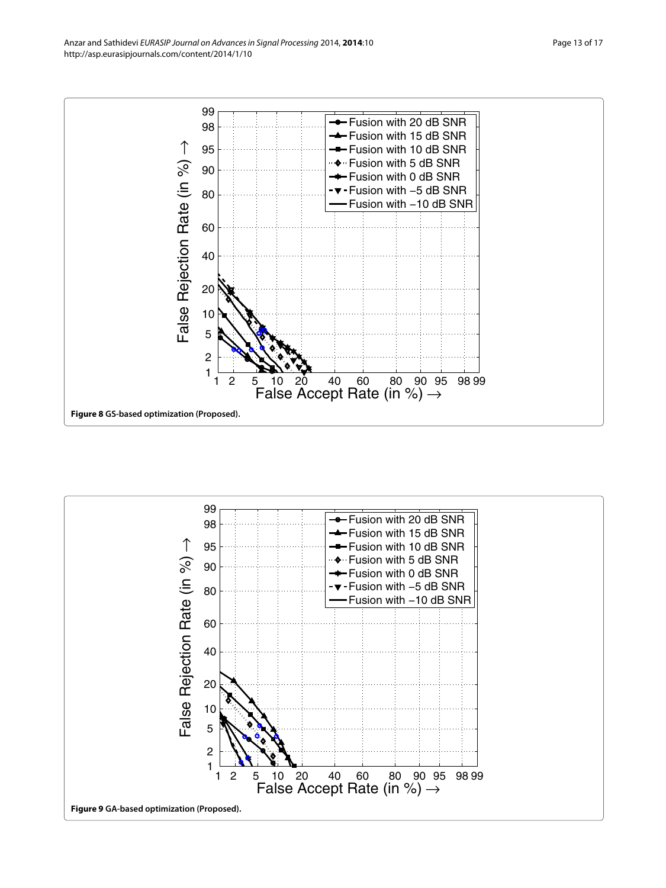**Figure 8** GS-based optimization (Proposed).

**Figure 9** GA-based optimization (Proposed).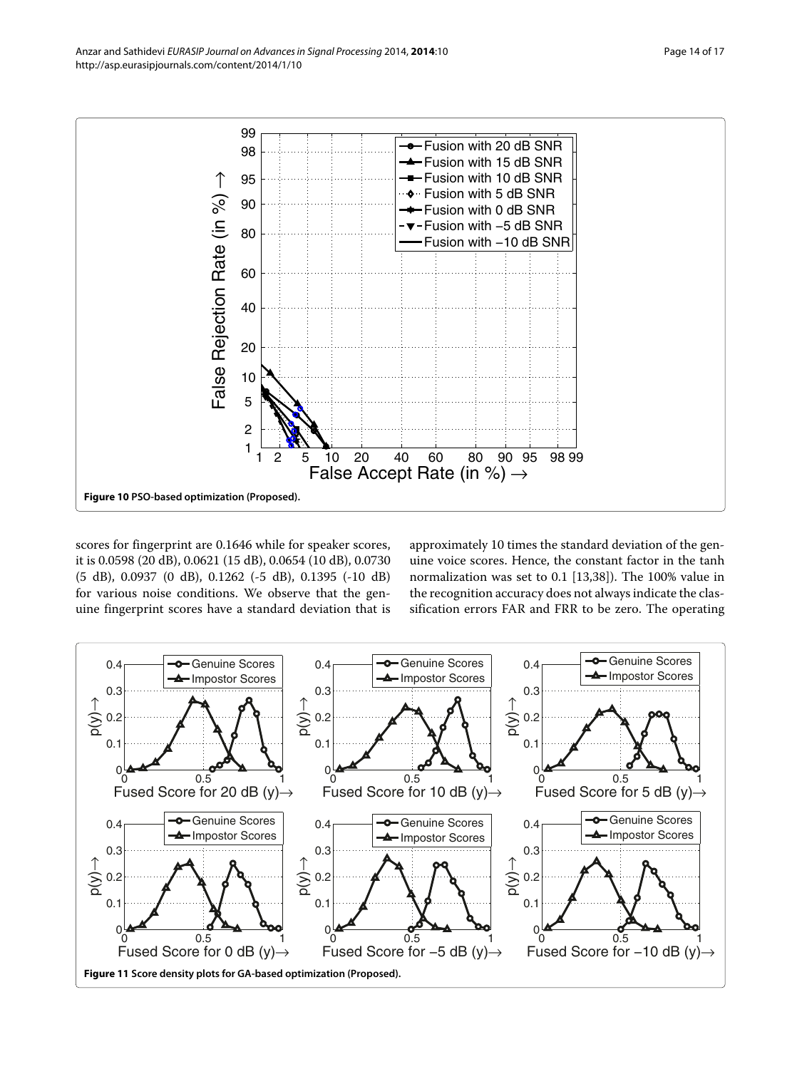**Figure 10 PSO-based optimization (Proposed).**

scores for fingerprint are 0.1646 while for speaker scores, it is 0.0598 (20 dB), 0.0621 (15 dB), 0.0654 (10 dB), 0.0730 (5 dB), 0.0937 (0 dB), 0.1262 (-5 dB), 0.1395 (-10 dB) for various noise conditions. We observe that the genuine fingerprint scores have a standard deviation that is approximately 10 times the standard deviation of the genuine voice scores. Hence, the constant factor in the tanh normalization was set to 0.1 [13,38]). The 100% value in the recognition accuracy does not always indicate the classification errors FAR and FRR to be zero. The operating

**Figure 11 Score density plots for GA-based optimization (Proposed).**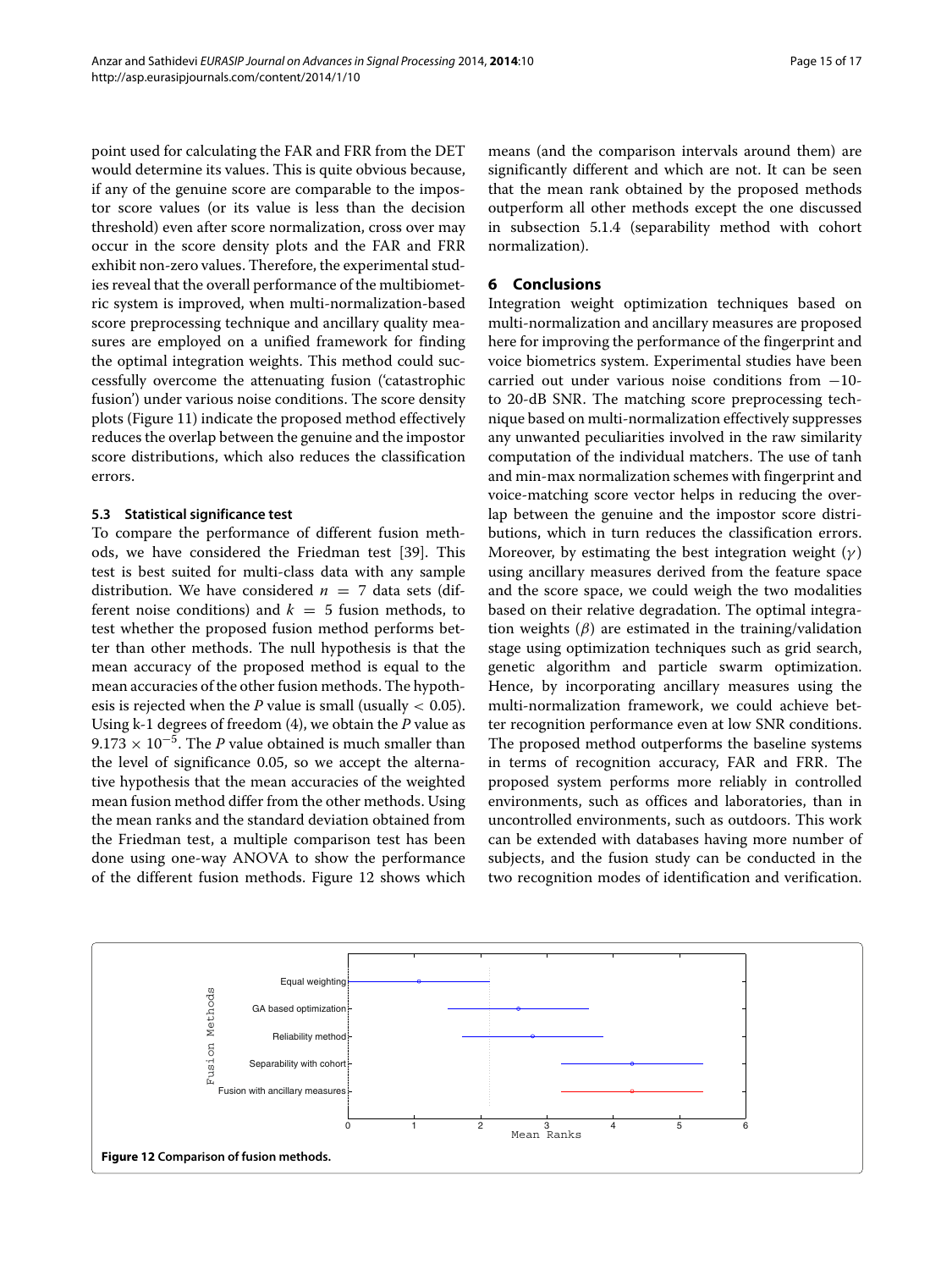point used for calculating the FAR and FRR from the DET would determine its values. This is quite obvious because, if any of the genuine score are comparable to the impostor score values (or its value is less than the decision threshold) even after score normalization, cross over may occur in the score density plots and the FAR and FRR exhibit non-zero values. Therefore, the experimental studies reveal that the overall performance of the multibiometric system is improved, when multi-normalization-based score preprocessing technique and ancillary quality measures are employed on a unified framework for finding the optimal integration weights. This method could successfully overcome the attenuating fusion ('catastrophic fusion') under various noise conditions. The score density plots (Figure 11) indicate the proposed method effectively reduces the overlap between the genuine and the impostor score distributions, which also reduces the classification errors.

### 5.3 Statistical significance test

To compare the performance of different fusion methods, we have considered the Friedman test [39]. This test is best suited for multi-class data with any sample distribution. We have considered $n = 7$ data sets (different noise conditions) and $k = 5$ fusion methods, to test whether the proposed fusion method performs better than other methods. The null hypothesis is that the mean accuracy of the proposed method is equal to the mean accuracies of the other fusion methods. The hypothesis is rejected when the $P$ value is small (usually $< 0.05$). Using k-1 degrees of freedom (4), we obtain the $P$ value as $9.173 \times 10^{-5}$. The $P$ value obtained is much smaller than the level of significance 0.05, so we accept the alternative hypothesis that the mean accuracies of the weighted mean fusion method differ from the other methods. Using the mean ranks and the standard deviation obtained from the Friedman test, a multiple comparison test has been done using one-way ANOVA to show the performance of the different fusion methods. Figure 12 shows which means (and the comparison intervals around them) are significantly different and which are not. It can be seen that the mean rank obtained by the proposed methods outperform all other methods except the one discussed in subsection 5.1.4 (separability method with cohort normalization).

## 6 Conclusions

Integration weight optimization techniques based on multi-normalization and ancillary measures are proposed here for improving the performance of the fingerprint and voice biometrics system. Experimental studies have been carried out under various noise conditions from −10- to 20-dB SNR. The matching score preprocessing technique based on multi-normalization effectively suppresses any unwanted peculiarities involved in the raw similarity computation of the individual matchers. The use of tanh and min-max normalization schemes with fingerprint and voice-matching score vector helps in reducing the overlap between the genuine and the impostor score distributions, which in turn reduces the classification errors. Moreover, by estimating the best integration weight ($\gamma$) using ancillary measures derived from the feature space and the score space, we could weigh the two modalities based on their relative degradation. The optimal integration weights ($\beta$) are estimated in the training/validation stage using optimization techniques such as grid search, genetic algorithm and particle swarm optimization. Hence, by incorporating ancillary measures using the multi-normalization framework, we could achieve better recognition performance even at low SNR conditions. The proposed method outperforms the baseline systems in terms of recognition accuracy, FAR and FRR. The proposed system performs more reliably in controlled environments, such as offices and laboratories, than in uncontrolled environments, such as outdoors. This work can be extended with databases having more number of subjects, and the fusion study can be conducted in the two recognition modes of identification and verification.

**Figure 12 Comparison of fusion methods.**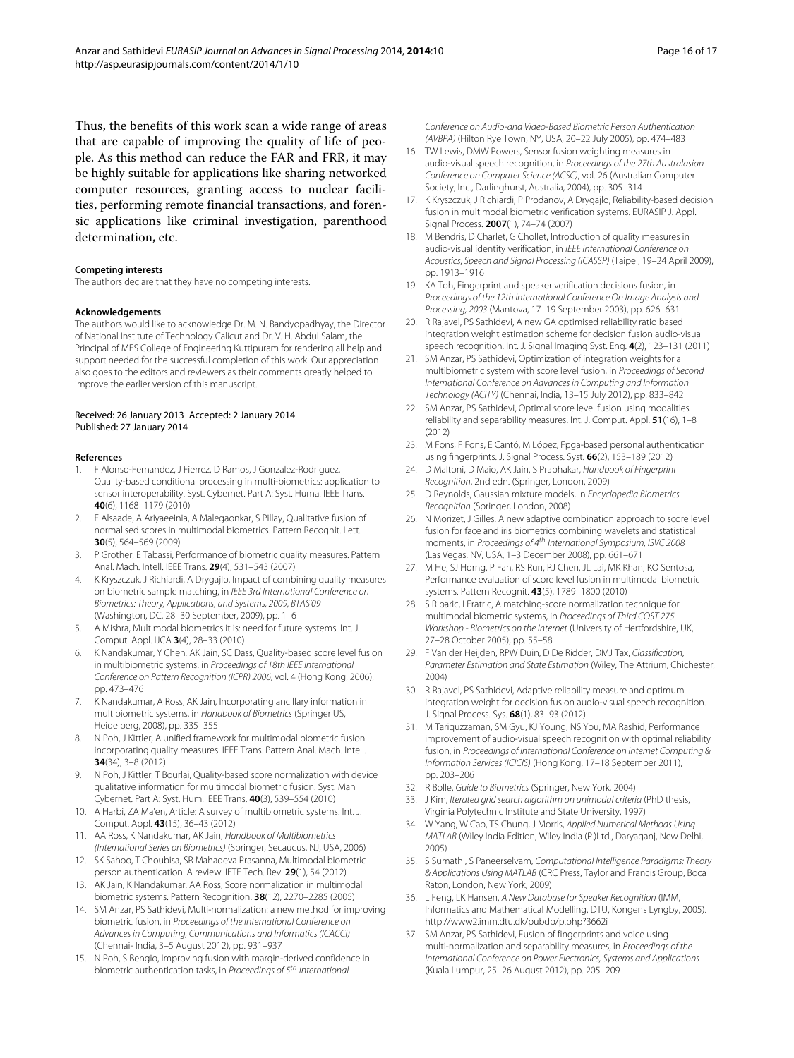Thus, the benefits of this work scan a wide range of areas that are capable of improving the quality of life of people. As this method can reduce the FAR and FRR, it may be highly suitable for applications like sharing networked computer resources, granting access to nuclear facilities, performing remote financial transactions, and forensic applications like criminal investigation, parenthood determination, etc.

#### Competing interests

The authors declare that they have no competing interests.

#### Acknowledgements

The authors would like to acknowledge Dr. M. N. Bandyopadhyay, the Director of National Institute of Technology Calicut and Dr. V. H. Abdul Salam, the Principal of MES College of Engineering Kuttipuram for rendering all help and support needed for the successful completion of this work. Our appreciation also goes to the editors and reviewers as their comments greatly helped to improve the earlier version of this manuscript.

Received: 26 January 2013 Accepted: 2 January 2014
Published: 27 January 2014

#### References

1. F Alonso-Fernandez, J Fierrez, D Ramos, J Gonzalez-Rodriguez, Quality-based conditional processing in multi-biometrics: application to sensor interoperability. Syst. Cybernet. Part A: Syst. Huma. IEEE Trans. **40**(6), 1168–1179 (2010)
2. F Alsaade, A Ariyaeeinia, A Malegaonkar, S Pillay, Qualitative fusion of normalised scores in multimodal biometrics. Pattern Recognit. Lett. **30**(5), 564–569 (2009)
3. P Grother, E Tabassi, Performance of biometric quality measures. Pattern Anal. Mach. Intell. IEEE Trans. **29**(4), 531–543 (2007)
4. K Kryszczuk, J Richiardi, A Drygajlo, Impact of combining quality measures on biometric sample matching, in *IEEE 3rd International Conference on Biometrics: Theory, Applications, and Systems, 2009, BTAS'09* (Washington, DC, 28–30 September, 2009), pp. 1–6
5. A Mishra, Multimodal biometrics it is: need for future systems. Int. J. Comput. Appl. IJCA **3**(4), 28–33 (2010)
6. K Nandakumar, Y Chen, AK Jain, SC Dass, Quality-based score level fusion in multibiometric systems, in *Proceedings of 18th IEEE International Conference on Pattern Recognition (ICPR) 2006*, vol. 4 (Hong Kong, 2006), pp. 473–476
7. K Nandakumar, A Ross, AK Jain, Incorporating ancillary information in multibiometric systems, in *Handbook of Biometrics* (Springer US, Heidelberg, 2008), pp. 335–355
8. N Poh, J Kittler, A unified framework for multimodal biometric fusion incorporating quality measures. IEEE Trans. Pattern Anal. Mach. Intell. **34**(34), 3–8 (2012)
9. N Poh, J Kittler, T Bourlai, Quality-based score normalization with device qualitative information for multimodal biometric fusion. Syst. Man Cybernet. Part A: Syst. Hum. IEEE Trans. **40**(3), 539–554 (2010)
10. A Harbi, ZA Ma'en, Article: A survey of multibiometric systems. Int. J. Comput. Appl. **43**(15), 36–43 (2012)
11. AA Ross, K Nandakumar, AK Jain, *Handbook of Multibiometrics (International Series on Biometrics)* (Springer, Secaucus, NJ, USA, 2006)
12. SK Sahoo, T Choubisa, SR Mahadeva Prasanna, Multimodal biometric person authentication. A review. IETE Tech. Rev. **29**(1), 54 (2012)
13. AK Jain, K Nandakumar, AA Ross, Score normalization in multimodal biometric systems. Pattern Recognition. **38**(12), 2270–2285 (2005)
14. SM Anzar, PS Sathidevi, Multi-normalization: a new method for improving biometric fusion, in *Proceedings of the International Conference on Advances in Computing, Communications and Informatics (ICACCI)* (Chennai- India, 3–5 August 2012), pp. 931–937
15. N Poh, S Bengio, Improving fusion with margin-derived confidence in biometric authentication tasks, in *Proceedings of 5th International Conference on Audio-and Video-Based Biometric Person Authentication (AVBPA)* (Hilton Rye Town, NY, USA, 20–22 July 2005), pp. 474–483
16. TW Lewis, DMW Powers, Sensor fusion weighting measures in audio-visual speech recognition, in *Proceedings of the 27th Australasian Conference on Computer Science (ACSC)*, vol. 26 (Australian Computer Society, Inc., Darlinghurst, Australia, 2004), pp. 305–314
17. K Kryszczuk, J Richiardi, P Prodanov, A Drygajlo, Reliability-based decision fusion in multimodal biometric verification systems. EURASIP J. Appl. Signal Process. **2007**(1), 74–74 (2007)
18. M Bendris, D Charlet, G Chollet, Introduction of quality measures in audio-visual identity verification, in *IEEE International Conference on Acoustics, Speech and Signal Processing (ICASSP)* (Taipei, 19–24 April 2009), pp. 1913–1916
19. KA Toh, Fingerprint and speaker verification decisions fusion, in *Proceedings of the 12th International Conference On Image Analysis and Processing, 2003* (Mantova, 17–19 September 2003), pp. 626–631
20. R Rajavel, PS Sathidevi, A new GA optimised reliability ratio based integration weight estimation scheme for decision fusion audio-visual speech recognition. Int. J. Signal Imaging Syst. Eng. **4**(2), 123–131 (2011)
21. SM Anzar, PS Sathidevi, Optimization of integration weights for a multibiometric system with score level fusion, in *Proceedings of Second International Conference on Advances in Computing and Information Technology (ACITY)* (Chennai, India, 13–15 July 2012), pp. 833–842
22. SM Anzar, PS Sathidevi, Optimal score level fusion using modalities reliability and separability measures. Int. J. Comput. Appl. **51**(16), 1–8 (2012)
23. M Fons, F Fons, E Cantó, M López, Fpga-based personal authentication using fingerprints. J. Signal Process. Syst. **66**(2), 153–189 (2012)
24. D Maltoni, D Maio, AK Jain, S Prabhakar, *Handbook of Fingerprint Recognition*, 2nd edn. (Springer, London, 2009)
25. D Reynolds, Gaussian mixture models, in *Encyclopedia Biometrics Recognition* (Springer, London, 2008)
26. N Morizet, J Gilles, A new adaptive combination approach to score level fusion for face and iris biometrics combining wavelets and statistical moments, in *Proceedings of 4th International Symposium, ISVC 2008* (Las Vegas, NV, USA, 1–3 December 2008), pp. 661–671
27. M He, SJ Horng, P Fan, RS Run, RJ Chen, JL Lai, MK Khan, KO Sentosa, Performance evaluation of score level fusion in multimodal biometric systems. Pattern Recognit. **43**(5), 1789–1800 (2010)
28. S Ribaric, I Fratric, A matching-score normalization technique for multimodal biometric systems, in *Proceedings of Third COST 275 Workshop - Biometrics on the Internet* (University of Hertfordshire, UK, 27–28 October 2005), pp. 55–58
29. F Van der Heijden, RPW Duin, D De Ridder, DMJ Tax, *Classification, Parameter Estimation and State Estimation* (Wiley, The Attrium, Chichester, 2004)
30. R Rajavel, PS Sathidevi, Adaptive reliability measure and optimum integration weight for decision fusion audio-visual speech recognition. J. Signal Process. Sys. **68**(1), 83–93 (2012)
31. M Tariquzzaman, SM Gyu, KJ Young, NS You, MA Rashid, Performance improvement of audio-visual speech recognition with optimal reliability fusion, in *Proceedings of International Conference on Internet Computing & Information Services (ICICIS)* (Hong Kong, 17–18 September 2011), pp. 203–206
32. R Bolle, *Guide to Biometrics* (Springer, New York, 2004)
33. J Kim, *Iterated grid search algorithm on unimodal criteria* (PhD thesis, Virginia Polytechnic Institute and State University, 1997)
34. W Yang, W Cao, TS Chung, J Morris, *Applied Numerical Methods Using MATLAB* (Wiley India Edition, Wiley India (P.)Ltd., Daryaganj, New Delhi, 2005)
35. S Sumathi, S Paneerselvam, *Computational Intelligence Paradigms: Theory & Applications Using MATLAB* (CRC Press, Taylor and Francis Group, Boca Raton, London, New York, 2009)
36. L Feng, LK Hansen, *A New Database for Speaker Recognition* (IMM, Informatics and Mathematical Modelling, DTU, Kongens Lyngby, 2005). http://www2.imm.dtu.dk/pubdb/p.php?3662i
37. SM Anzar, PS Sathidevi, Fusion of fingerprints and voice using multi-normalization and separability measures, in *Proceedings of the International Conference on Power Electronics, Systems and Applications* (Kuala Lumpur, 25–26 August 2012), pp. 205–209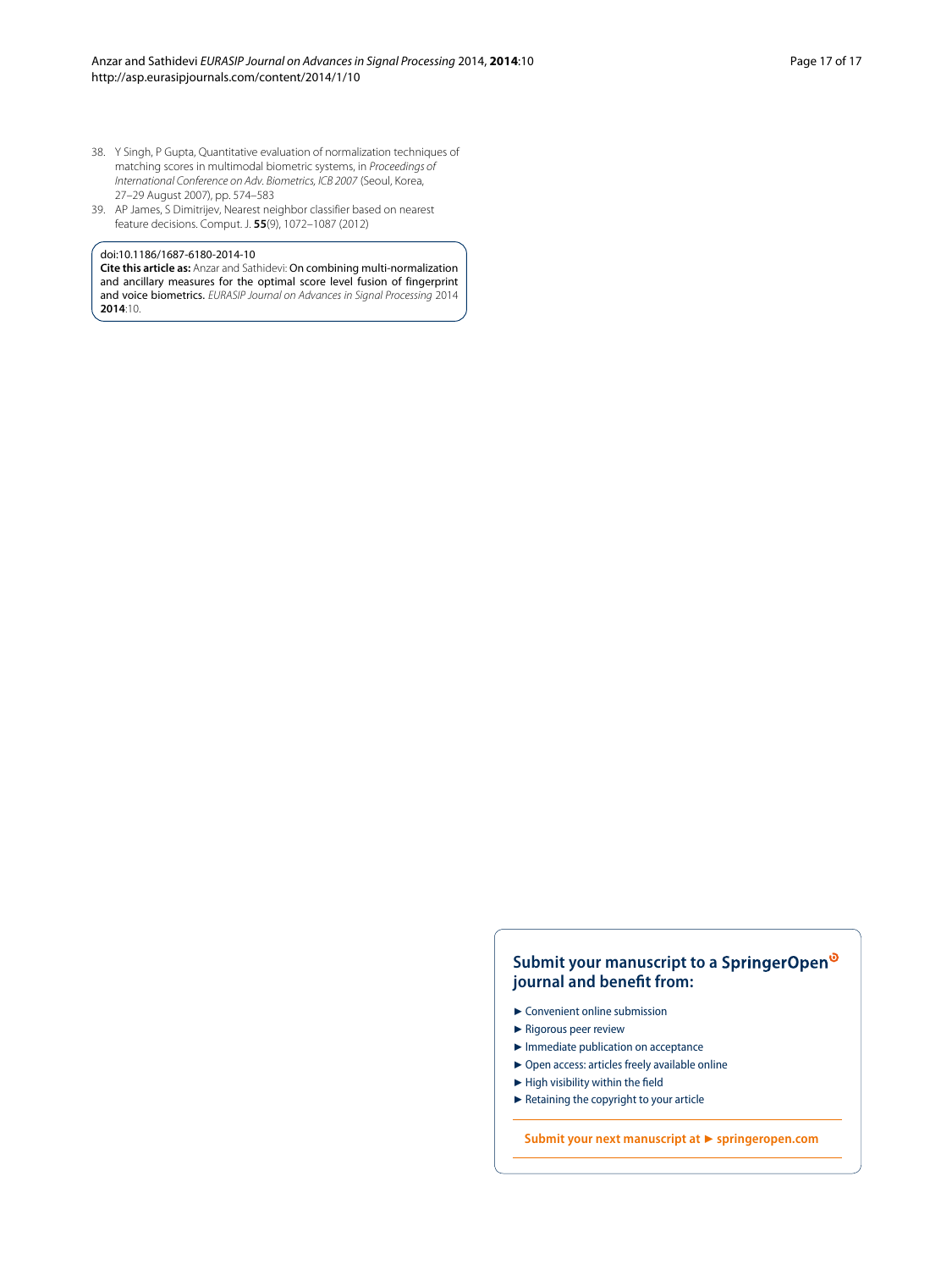38. Y Singh, P Gupta, Quantitative evaluation of normalization techniques of matching scores in multimodal biometric systems, in *Proceedings of International Conference on Adv. Biometrics, ICB 2007* (Seoul, Korea, 27–29 August 2007), pp. 574–583
39. AP James, S Dimitrijev, Nearest neighbor classifier based on nearest feature decisions. Comput. J. **55**(9), 1072–1087 (2012)

doi:10.1186/1687-6180-2014-10
**Cite this article as:** Anzar and Sathidevi: On combining multi-normalization and ancillary measures for the optimal score level fusion of fingerprint and voice biometrics. *EURASIP Journal on Advances in Signal Processing* 2014 **2014**:10.

**Submit your manuscript to a SpringerOpen journal and benefit from:**

- ► Convenient online submission
- ► Rigorous peer review
- ► Immediate publication on acceptance
- ► Open access: articles freely available online
- ► High visibility within the field
- ► Retaining the copyright to your article

**Submit your next manuscript at ► springeropen.com**